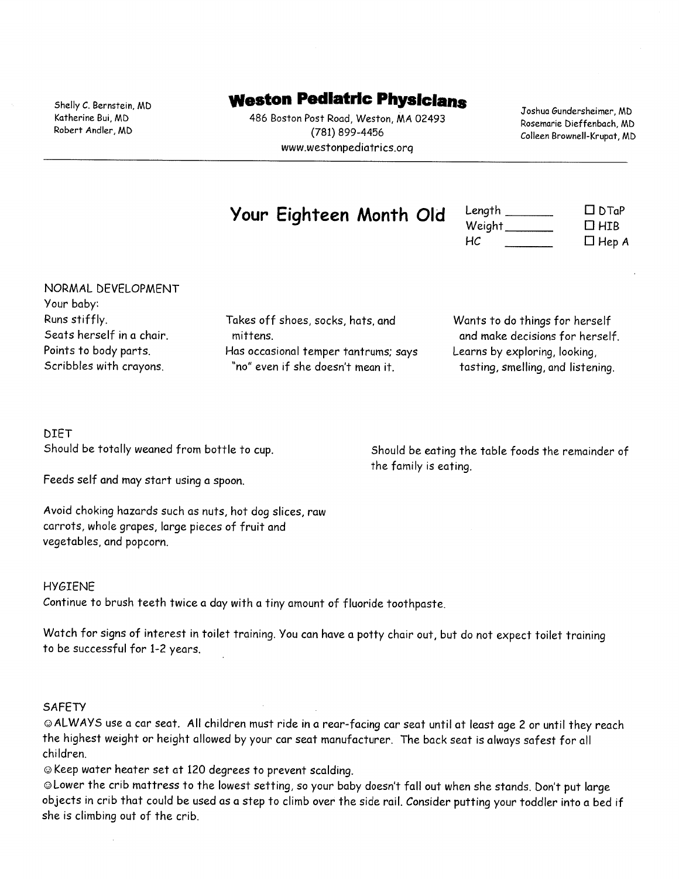Shelly C. Bernstein, MD
Katherine Bui, MD
Robert Andler, MD

# Weston Pediatric Physicians

486 Boston Post Road, Weston, MA 02493
(781) 899-4456
www.westonpediatrics.org

Joshua Gundersheimer, MD
Rosemarie Dieffenbach, MD
Colleen Brownell-Krupat, MD

---

## Your Eighteen Month Old

Length _______
Weight _______
HC _______

☐ DTaP
☐ HIB
☐ Hep A

### NORMAL DEVELOPMENT

Your baby:

Runs stiffly.
Seats herself in a chair.
Points to body parts.
Scribbles with crayons.

Takes off shoes, socks, hats, and mittens.
Has occasional temper tantrums; says "no" even if she doesn't mean it.

Wants to do things for herself and make decisions for herself.
Learns by exploring, looking, tasting, smelling, and listening.

### DIET

Should be totally weaned from bottle to cup.

Feeds self and may start using a spoon.

Avoid choking hazards such as nuts, hot dog slices, raw carrots, whole grapes, large pieces of fruit and vegetables, and popcorn.

Should be eating the table foods the remainder of the family is eating.

### HYGIENE

Continue to brush teeth twice a day with a tiny amount of fluoride toothpaste.

Watch for signs of interest in toilet training. You can have a potty chair out, but do not expect toilet training to be successful for 1-2 years.

### SAFETY

☺ALWAYS use a car seat. All children must ride in a rear-facing car seat until at least age 2 or until they reach the highest weight or height allowed by your car seat manufacturer. The back seat is always safest for all children.

☺Keep water heater set at 120 degrees to prevent scalding.

☺Lower the crib mattress to the lowest setting, so your baby doesn't fall out when she stands. Don't put large objects in crib that could be used as a step to climb over the side rail. Consider putting your toddler into a bed if she is climbing out of the crib.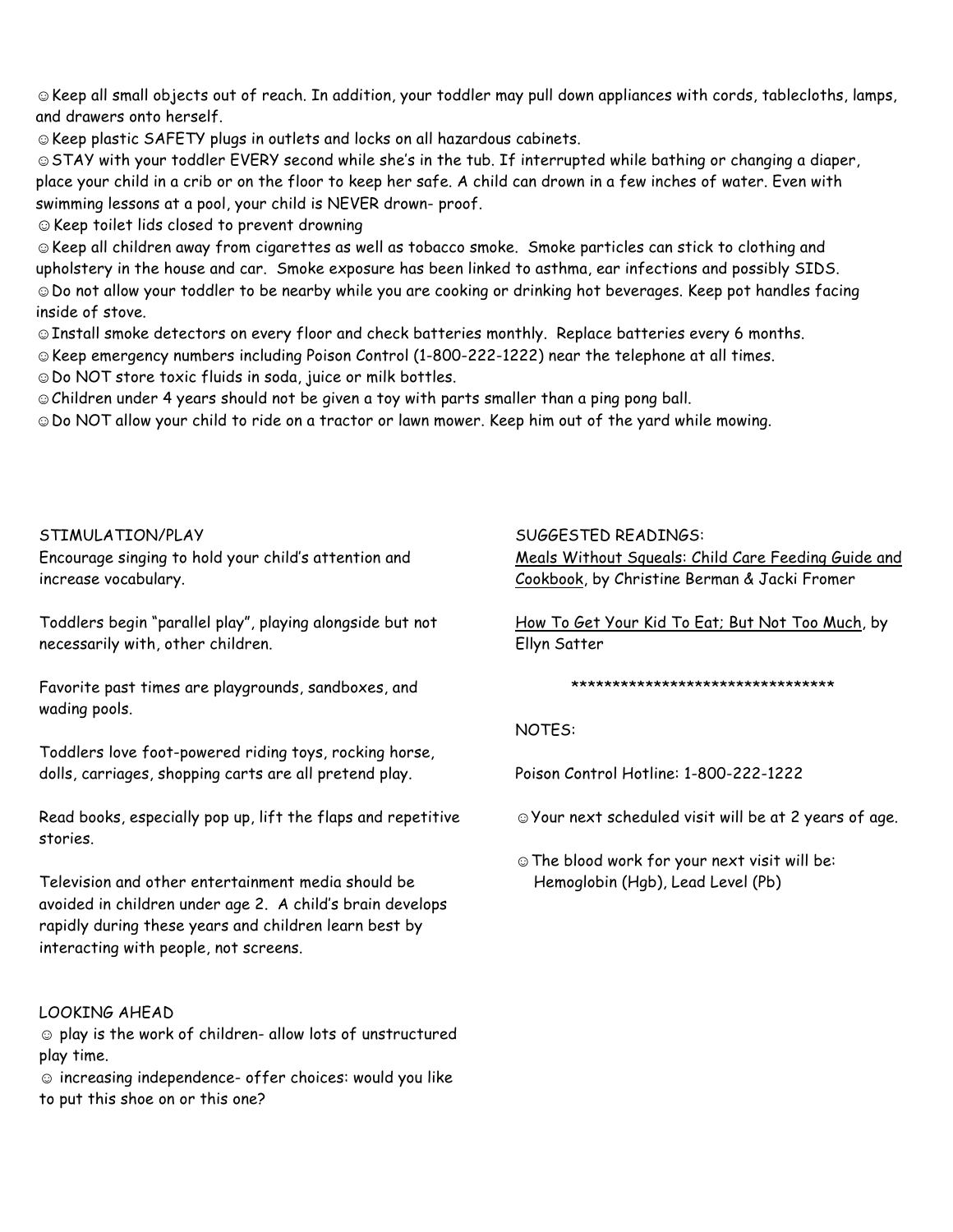☺Keep all small objects out of reach. In addition, your toddler may pull down appliances with cords, tablecloths, lamps, and drawers onto herself.

☺Keep plastic SAFETY plugs in outlets and locks on all hazardous cabinets.

☺STAY with your toddler EVERY second while she's in the tub. If interrupted while bathing or changing a diaper, place your child in a crib or on the floor to keep her safe. A child can drown in a few inches of water. Even with swimming lessons at a pool, your child is NEVER drown- proof.

☺Keep toilet lids closed to prevent drowning

☺Keep all children away from cigarettes as well as tobacco smoke. Smoke particles can stick to clothing and upholstery in the house and car. Smoke exposure has been linked to asthma, ear infections and possibly SIDS.

☺Do not allow your toddler to be nearby while you are cooking or drinking hot beverages. Keep pot handles facing inside of stove.

☺Install smoke detectors on every floor and check batteries monthly. Replace batteries every 6 months.

☺Keep emergency numbers including Poison Control (1-800-222-1222) near the telephone at all times.

☺Do NOT store toxic fluids in soda, juice or milk bottles.

☺Children under 4 years should not be given a toy with parts smaller than a ping pong ball.

☺Do NOT allow your child to ride on a tractor or lawn mower. Keep him out of the yard while mowing.

STIMULATION/PLAY

Encourage singing to hold your child's attention and increase vocabulary.

Toddlers begin "parallel play", playing alongside but not necessarily with, other children.

Favorite past times are playgrounds, sandboxes, and wading pools.

Toddlers love foot-powered riding toys, rocking horse, dolls, carriages, shopping carts are all pretend play.

Read books, especially pop up, lift the flaps and repetitive stories.

Television and other entertainment media should be avoided in children under age 2. A child's brain develops rapidly during these years and children learn best by interacting with people, not screens.

LOOKING AHEAD

☺ play is the work of children- allow lots of unstructured play time.

☺ increasing independence- offer choices: would you like to put this shoe on or this one?

SUGGESTED READINGS:

Meals Without Squeals: Child Care Feeding Guide and Cookbook, by Christine Berman & Jacki Fromer

How To Get Your Kid To Eat; But Not Too Much, by Ellyn Satter

********************************

NOTES:

Poison Control Hotline: 1-800-222-1222

☺Your next scheduled visit will be at 2 years of age.

☺The blood work for your next visit will be: Hemoglobin (Hgb), Lead Level (Pb)